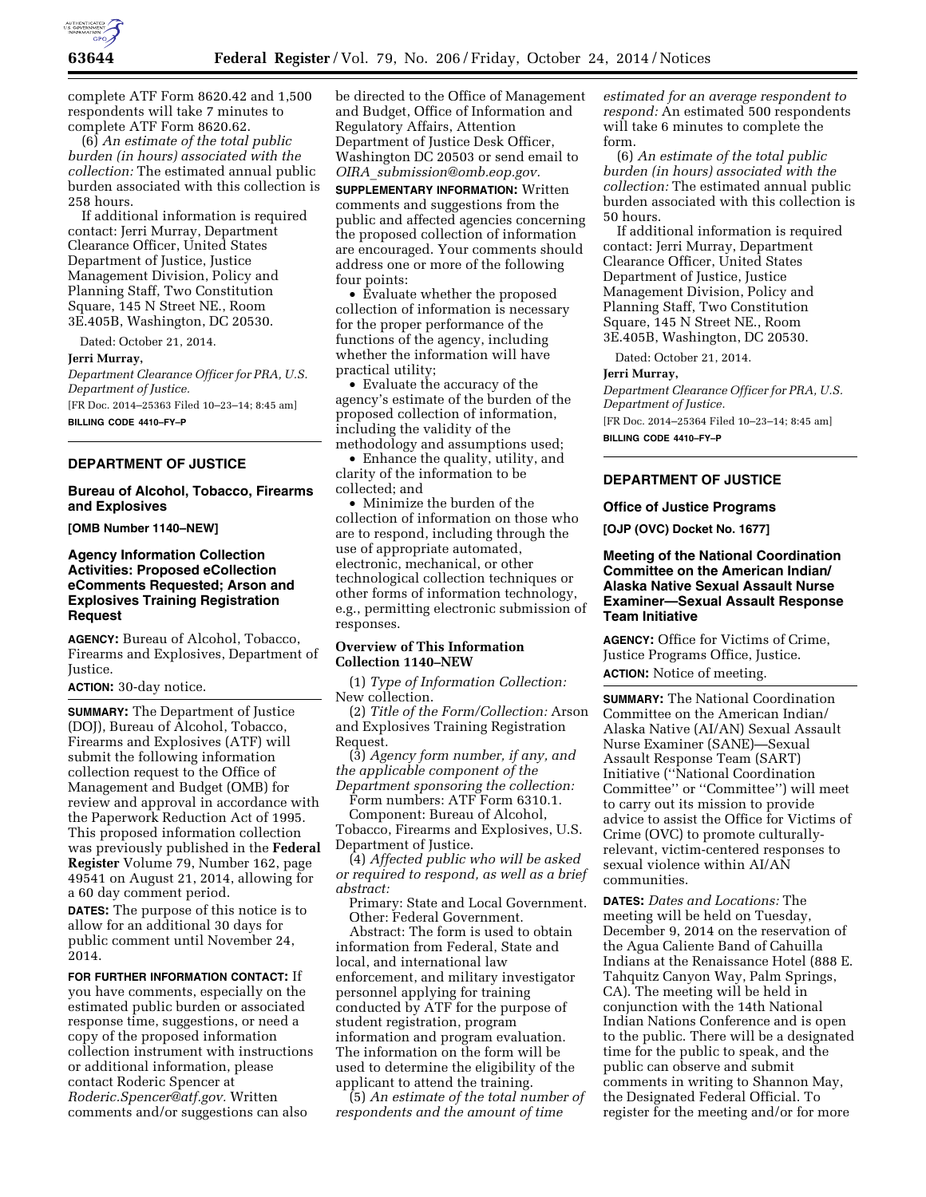complete ATF Form 8620.42 and 1,500 respondents will take 7 minutes to complete ATF Form 8620.62.

(6) *An estimate of the total public burden (in hours) associated with the collection:* The estimated annual public burden associated with this collection is 258 hours.

If additional information is required contact: Jerri Murray, Department Clearance Officer, United States Department of Justice, Justice Management Division, Policy and Planning Staff, Two Constitution Square, 145 N Street NE., Room 3E.405B, Washington, DC 20530.

Dated: October 21, 2014.

**Jerri Murray,**

*Department Clearance Officer for PRA, U.S. Department of Justice.*

[FR Doc. 2014–25363 Filed 10–23–14; 8:45 am]

**BILLING CODE 4410–FY–P**

---

## DEPARTMENT OF JUSTICE

### Bureau of Alcohol, Tobacco, Firearms and Explosives

**[OMB Number 1140–NEW]**

### Agency Information Collection Activities: Proposed eCollection eComments Requested; Arson and Explosives Training Registration Request

**AGENCY:** Bureau of Alcohol, Tobacco, Firearms and Explosives, Department of Justice.

**ACTION:** 30-day notice.

**SUMMARY:** The Department of Justice (DOJ), Bureau of Alcohol, Tobacco, Firearms and Explosives (ATF) will submit the following information collection request to the Office of Management and Budget (OMB) for review and approval in accordance with the Paperwork Reduction Act of 1995. This proposed information collection was previously published in the **Federal Register** Volume 79, Number 162, page 49541 on August 21, 2014, allowing for a 60 day comment period.

**DATES:** The purpose of this notice is to allow for an additional 30 days for public comment until November 24, 2014.

**FOR FURTHER INFORMATION CONTACT:** If you have comments, especially on the estimated public burden or associated response time, suggestions, or need a copy of the proposed information collection instrument with instructions or additional information, please contact Roderic Spencer at *Roderic.Spencer@atf.gov.* Written comments and/or suggestions can also be directed to the Office of Management and Budget, Office of Information and Regulatory Affairs, Attention Department of Justice Desk Officer, Washington DC 20503 or send email to *OIRA_submission@omb.eop.gov.*

**SUPPLEMENTARY INFORMATION:** Written comments and suggestions from the public and affected agencies concerning the proposed collection of information are encouraged. Your comments should address one or more of the following four points:

- Evaluate whether the proposed collection of information is necessary for the proper performance of the functions of the agency, including whether the information will have practical utility;
- Evaluate the accuracy of the agency's estimate of the burden of the proposed collection of information, including the validity of the methodology and assumptions used;
- Enhance the quality, utility, and clarity of the information to be collected; and
- Minimize the burden of the collection of information on those who are to respond, including through the use of appropriate automated, electronic, mechanical, or other technological collection techniques or other forms of information technology, e.g., permitting electronic submission of responses.

### Overview of This Information Collection 1140–NEW

(1) *Type of Information Collection:* New collection.

(2) *Title of the Form/Collection:* Arson and Explosives Training Registration Request.

(3) *Agency form number, if any, and the applicable component of the Department sponsoring the collection:*

Form numbers: ATF Form 6310.1.

Component: Bureau of Alcohol, Tobacco, Firearms and Explosives, U.S. Department of Justice.

(4) *Affected public who will be asked or required to respond, as well as a brief abstract:*

Primary: State and Local Government. Other: Federal Government.

Abstract: The form is used to obtain information from Federal, State and local, and international law enforcement, and military investigator personnel applying for training conducted by ATF for the purpose of student registration, program information and program evaluation. The information on the form will be used to determine the eligibility of the applicant to attend the training.

(5) *An estimate of the total number of respondents and the amount of time estimated for an average respondent to respond:* An estimated 500 respondents will take 6 minutes to complete the form.

(6) *An estimate of the total public burden (in hours) associated with the collection:* The estimated annual public burden associated with this collection is 50 hours.

If additional information is required contact: Jerri Murray, Department Clearance Officer, United States Department of Justice, Justice Management Division, Policy and Planning Staff, Two Constitution Square, 145 N Street NE., Room 3E.405B, Washington, DC 20530.

Dated: October 21, 2014.

**Jerri Murray,**

*Department Clearance Officer for PRA, U.S. Department of Justice.*

[FR Doc. 2014–25364 Filed 10–23–14; 8:45 am]

**BILLING CODE 4410–FY–P**

---

## DEPARTMENT OF JUSTICE

### Office of Justice Programs

**[OJP (OVC) Docket No. 1677]**

### Meeting of the National Coordination Committee on the American Indian/ Alaska Native Sexual Assault Nurse Examiner—Sexual Assault Response Team Initiative

**AGENCY:** Office for Victims of Crime, Justice Programs Office, Justice.

**ACTION:** Notice of meeting.

**SUMMARY:** The National Coordination Committee on the American Indian/ Alaska Native (AI/AN) Sexual Assault Nurse Examiner (SANE)—Sexual Assault Response Team (SART) Initiative (''National Coordination Committee'' or ''Committee'') will meet to carry out its mission to provide advice to assist the Office for Victims of Crime (OVC) to promote culturally-relevant, victim-centered responses to sexual violence within AI/AN communities.

**DATES:** *Dates and Locations:* The meeting will be held on Tuesday, December 9, 2014 on the reservation of the Agua Caliente Band of Cahuilla Indians at the Renaissance Hotel (888 E. Tahquitz Canyon Way, Palm Springs, CA). The meeting will be held in conjunction with the 14th National Indian Nations Conference and is open to the public. There will be a designated time for the public to speak, and the public can observe and submit comments in writing to Shannon May, the Designated Federal Official. To register for the meeting and/or for more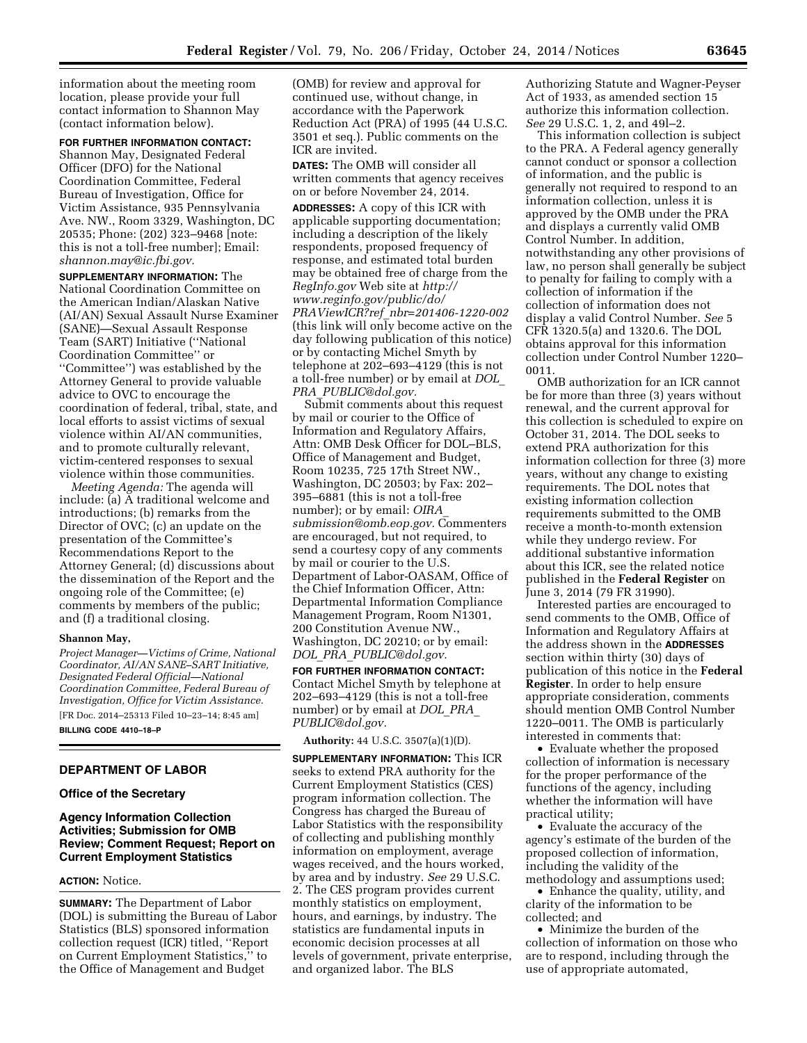information about the meeting room location, please provide your full contact information to Shannon May (contact information below).

**FOR FURTHER INFORMATION CONTACT:** Shannon May, Designated Federal Officer (DFO) for the National Coordination Committee, Federal Bureau of Investigation, Office for Victim Assistance, 935 Pennsylvania Ave. NW., Room 3329, Washington, DC 20535; Phone: (202) 323–9468 [note: this is not a toll-free number]; Email: *shannon.may@ic.fbi.gov.*

**SUPPLEMENTARY INFORMATION:** The National Coordination Committee on the American Indian/Alaskan Native (AI/AN) Sexual Assault Nurse Examiner (SANE)—Sexual Assault Response Team (SART) Initiative (''National Coordination Committee'' or ''Committee'') was established by the Attorney General to provide valuable advice to OVC to encourage the coordination of federal, tribal, state, and local efforts to assist victims of sexual violence within AI/AN communities, and to promote culturally relevant, victim-centered responses to sexual violence within those communities.

*Meeting Agenda:* The agenda will include: (a) A traditional welcome and introductions; (b) remarks from the Director of OVC; (c) an update on the presentation of the Committee's Recommendations Report to the Attorney General; (d) discussions about the dissemination of the Report and the ongoing role of the Committee; (e) comments by members of the public; and (f) a traditional closing.

**Shannon May,**

*Project Manager—Victims of Crime, National Coordinator, AI/AN SANE–SART Initiative, Designated Federal Official—National Coordination Committee, Federal Bureau of Investigation, Office for Victim Assistance.*

[FR Doc. 2014–25313 Filed 10–23–14; 8:45 am]

**BILLING CODE 4410–18–P**

## DEPARTMENT OF LABOR

### Office of the Secretary

### Agency Information Collection Activities; Submission for OMB Review; Comment Request; Report on Current Employment Statistics

**ACTION:** Notice.

**SUMMARY:** The Department of Labor (DOL) is submitting the Bureau of Labor Statistics (BLS) sponsored information collection request (ICR) titled, ''Report on Current Employment Statistics,'' to the Office of Management and Budget (OMB) for review and approval for continued use, without change, in accordance with the Paperwork Reduction Act (PRA) of 1995 (44 U.S.C. 3501 et seq.). Public comments on the ICR are invited.

**DATES:** The OMB will consider all written comments that agency receives on or before November 24, 2014.

**ADDRESSES:** A copy of this ICR with applicable supporting documentation; including a description of the likely respondents, proposed frequency of response, and estimated total burden may be obtained free of charge from the *RegInfo.gov* Web site at *http://www.reginfo.gov/public/do/PRAViewICR?ref_nbr=201406-1220-002* (this link will only become active on the day following publication of this notice) or by contacting Michel Smyth by telephone at 202–693–4129 (this is not a toll-free number) or by email at *DOL_PRA_PUBLIC@dol.gov.*

Submit comments about this request by mail or courier to the Office of Information and Regulatory Affairs, Attn: OMB Desk Officer for DOL–BLS, Office of Management and Budget, Room 10235, 725 17th Street NW., Washington, DC 20503; by Fax: 202–395–6881 (this is not a toll-free number); or by email: *OIRA_submission@omb.eop.gov.* Commenters are encouraged, but not required, to send a courtesy copy of any comments by mail or courier to the U.S. Department of Labor-OASAM, Office of the Chief Information Officer, Attn: Departmental Information Compliance Management Program, Room N1301, 200 Constitution Avenue NW., Washington, DC 20210; or by email: *DOL_PRA_PUBLIC@dol.gov.*

**FOR FURTHER INFORMATION CONTACT:** Contact Michel Smyth by telephone at 202–693–4129 (this is not a toll-free number) or by email at *DOL_PRA_PUBLIC@dol.gov.*

**Authority:** 44 U.S.C. 3507(a)(1)(D).

**SUPPLEMENTARY INFORMATION:** This ICR seeks to extend PRA authority for the Current Employment Statistics (CES) program information collection. The Congress has charged the Bureau of Labor Statistics with the responsibility of collecting and publishing monthly information on employment, average wages received, and the hours worked, by area and by industry. *See* 29 U.S.C. 2. The CES program provides current monthly statistics on employment, hours, and earnings, by industry. The statistics are fundamental inputs in economic decision processes at all levels of government, private enterprise, and organized labor. The BLS Authorizing Statute and Wagner-Peyser Act of 1933, as amended section 15 authorize this information collection. *See* 29 U.S.C. 1, 2, and 49l–2.

This information collection is subject to the PRA. A Federal agency generally cannot conduct or sponsor a collection of information, and the public is generally not required to respond to an information collection, unless it is approved by the OMB under the PRA and displays a currently valid OMB Control Number. In addition, notwithstanding any other provisions of law, no person shall generally be subject to penalty for failing to comply with a collection of information if the collection of information does not display a valid Control Number. *See* 5 CFR 1320.5(a) and 1320.6. The DOL obtains approval for this information collection under Control Number 1220–0011.

OMB authorization for an ICR cannot be for more than three (3) years without renewal, and the current approval for this collection is scheduled to expire on October 31, 2014. The DOL seeks to extend PRA authorization for this information collection for three (3) more years, without any change to existing requirements. The DOL notes that existing information collection requirements submitted to the OMB receive a month-to-month extension while they undergo review. For additional substantive information about this ICR, see the related notice published in the **Federal Register** on June 3, 2014 (79 FR 31990).

Interested parties are encouraged to send comments to the OMB, Office of Information and Regulatory Affairs at the address shown in the **ADDRESSES** section within thirty (30) days of publication of this notice in the **Federal Register**. In order to help ensure appropriate consideration, comments should mention OMB Control Number 1220–0011. The OMB is particularly interested in comments that:

- Evaluate whether the proposed collection of information is necessary for the proper performance of the functions of the agency, including whether the information will have practical utility;
- Evaluate the accuracy of the agency's estimate of the burden of the proposed collection of information, including the validity of the methodology and assumptions used;
- Enhance the quality, utility, and clarity of the information to be collected; and
- Minimize the burden of the collection of information on those who are to respond, including through the use of appropriate automated,